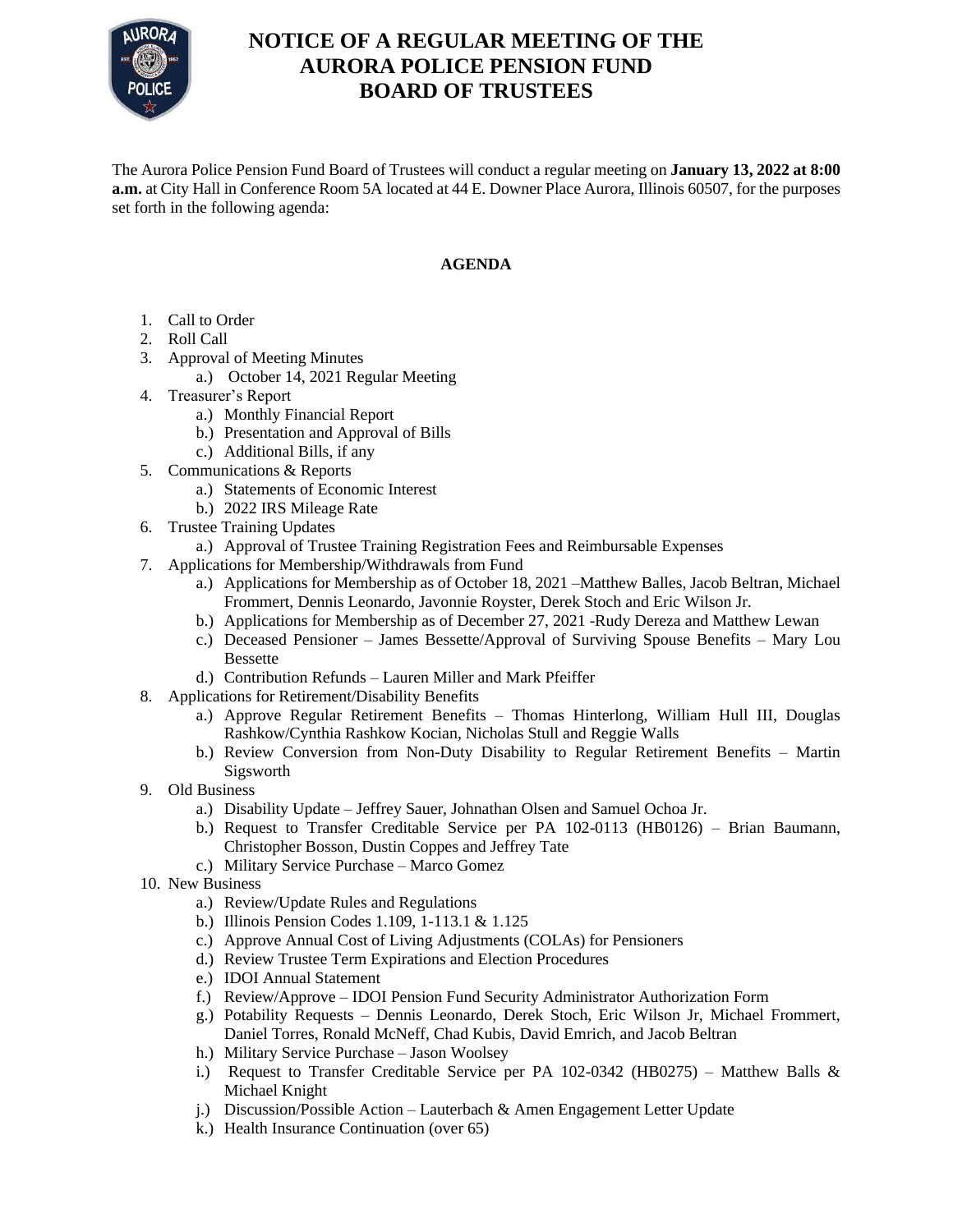# NOTICE OF A REGULAR MEETING OF THE AURORA POLICE PENSION FUND BOARD OF TRUSTEES

The Aurora Police Pension Fund Board of Trustees will conduct a regular meeting on **January 13, 2022 at 8:00 a.m.** at City Hall in Conference Room 5A located at 44 E. Downer Place Aurora, Illinois 60507, for the purposes set forth in the following agenda:

## AGENDA

1. Call to Order
2. Roll Call
3. Approval of Meeting Minutes
   a.) October 14, 2021 Regular Meeting
4. Treasurer's Report
   a.) Monthly Financial Report
   b.) Presentation and Approval of Bills
   c.) Additional Bills, if any
5. Communications & Reports
   a.) Statements of Economic Interest
   b.) 2022 IRS Mileage Rate
6. Trustee Training Updates
   a.) Approval of Trustee Training Registration Fees and Reimbursable Expenses
7. Applications for Membership/Withdrawals from Fund
   a.) Applications for Membership as of October 18, 2021 –Matthew Balles, Jacob Beltran, Michael Frommert, Dennis Leonardo, Javonnie Royster, Derek Stoch and Eric Wilson Jr.
   b.) Applications for Membership as of December 27, 2021 -Rudy Dereza and Matthew Lewan
   c.) Deceased Pensioner – James Bessette/Approval of Surviving Spouse Benefits – Mary Lou Bessette
   d.) Contribution Refunds – Lauren Miller and Mark Pfeiffer
8. Applications for Retirement/Disability Benefits
   a.) Approve Regular Retirement Benefits – Thomas Hinterlong, William Hull III, Douglas Rashkow/Cynthia Rashkow Kocian, Nicholas Stull and Reggie Walls
   b.) Review Conversion from Non-Duty Disability to Regular Retirement Benefits – Martin Sigsworth
9. Old Business
   a.) Disability Update – Jeffrey Sauer, Johnathan Olsen and Samuel Ochoa Jr.
   b.) Request to Transfer Creditable Service per PA 102-0113 (HB0126) – Brian Baumann, Christopher Bosson, Dustin Coppes and Jeffrey Tate
   c.) Military Service Purchase – Marco Gomez
10. New Business
    a.) Review/Update Rules and Regulations
    b.) Illinois Pension Codes 1.109, 1-113.1 & 1.125
    c.) Approve Annual Cost of Living Adjustments (COLAs) for Pensioners
    d.) Review Trustee Term Expirations and Election Procedures
    e.) IDOI Annual Statement
    f.) Review/Approve – IDOI Pension Fund Security Administrator Authorization Form
    g.) Potability Requests – Dennis Leonardo, Derek Stoch, Eric Wilson Jr, Michael Frommert, Daniel Torres, Ronald McNeff, Chad Kubis, David Emrich, and Jacob Beltran
    h.) Military Service Purchase – Jason Woolsey
    i.) Request to Transfer Creditable Service per PA 102-0342 (HB0275) – Matthew Balls & Michael Knight
    j.) Discussion/Possible Action – Lauterbach & Amen Engagement Letter Update
    k.) Health Insurance Continuation (over 65)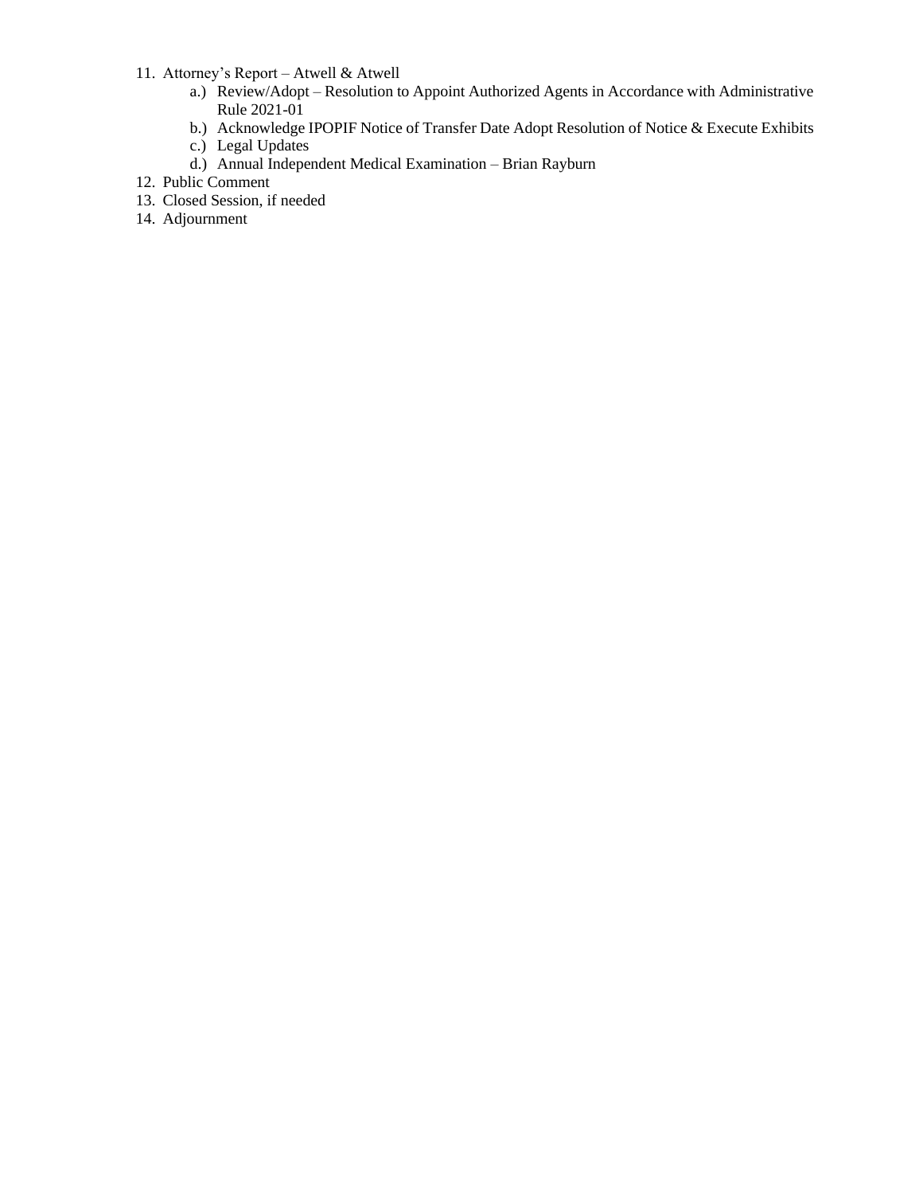11. Attorney's Report – Atwell & Atwell
    a.) Review/Adopt – Resolution to Appoint Authorized Agents in Accordance with Administrative Rule 2021-01
    b.) Acknowledge IPOPIF Notice of Transfer Date Adopt Resolution of Notice & Execute Exhibits
    c.) Legal Updates
    d.) Annual Independent Medical Examination – Brian Rayburn
12. Public Comment
13. Closed Session, if needed
14. Adjournment